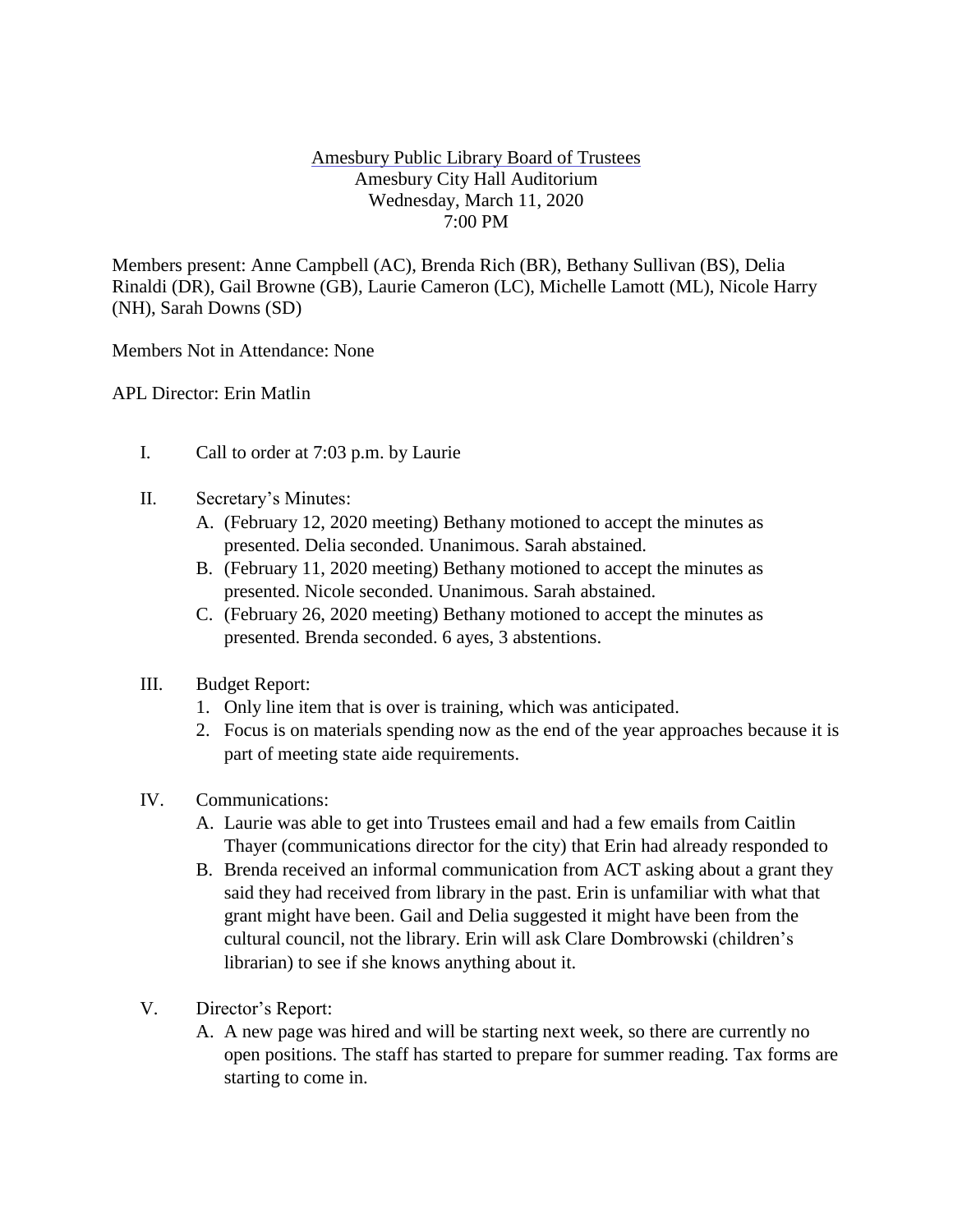Amesbury Public Library Board of Trustees
Amesbury City Hall Auditorium
Wednesday, March 11, 2020
7:00 PM

Members present: Anne Campbell (AC), Brenda Rich (BR), Bethany Sullivan (BS), Delia Rinaldi (DR), Gail Browne (GB), Laurie Cameron (LC), Michelle Lamott (ML), Nicole Harry (NH), Sarah Downs (SD)

Members Not in Attendance: None

APL Director: Erin Matlin

I. Call to order at 7:03 p.m. by Laurie

II. Secretary's Minutes:
   A. (February 12, 2020 meeting) Bethany motioned to accept the minutes as presented. Delia seconded. Unanimous. Sarah abstained.
   B. (February 11, 2020 meeting) Bethany motioned to accept the minutes as presented. Nicole seconded. Unanimous. Sarah abstained.
   C. (February 26, 2020 meeting) Bethany motioned to accept the minutes as presented. Brenda seconded. 6 ayes, 3 abstentions.

III. Budget Report:
   1. Only line item that is over is training, which was anticipated.
   2. Focus is on materials spending now as the end of the year approaches because it is part of meeting state aide requirements.

IV. Communications:
   A. Laurie was able to get into Trustees email and had a few emails from Caitlin Thayer (communications director for the city) that Erin had already responded to
   B. Brenda received an informal communication from ACT asking about a grant they said they had received from library in the past. Erin is unfamiliar with what that grant might have been. Gail and Delia suggested it might have been from the cultural council, not the library. Erin will ask Clare Dombrowski (children's librarian) to see if she knows anything about it.

V. Director's Report:
   A. A new page was hired and will be starting next week, so there are currently no open positions. The staff has started to prepare for summer reading. Tax forms are starting to come in.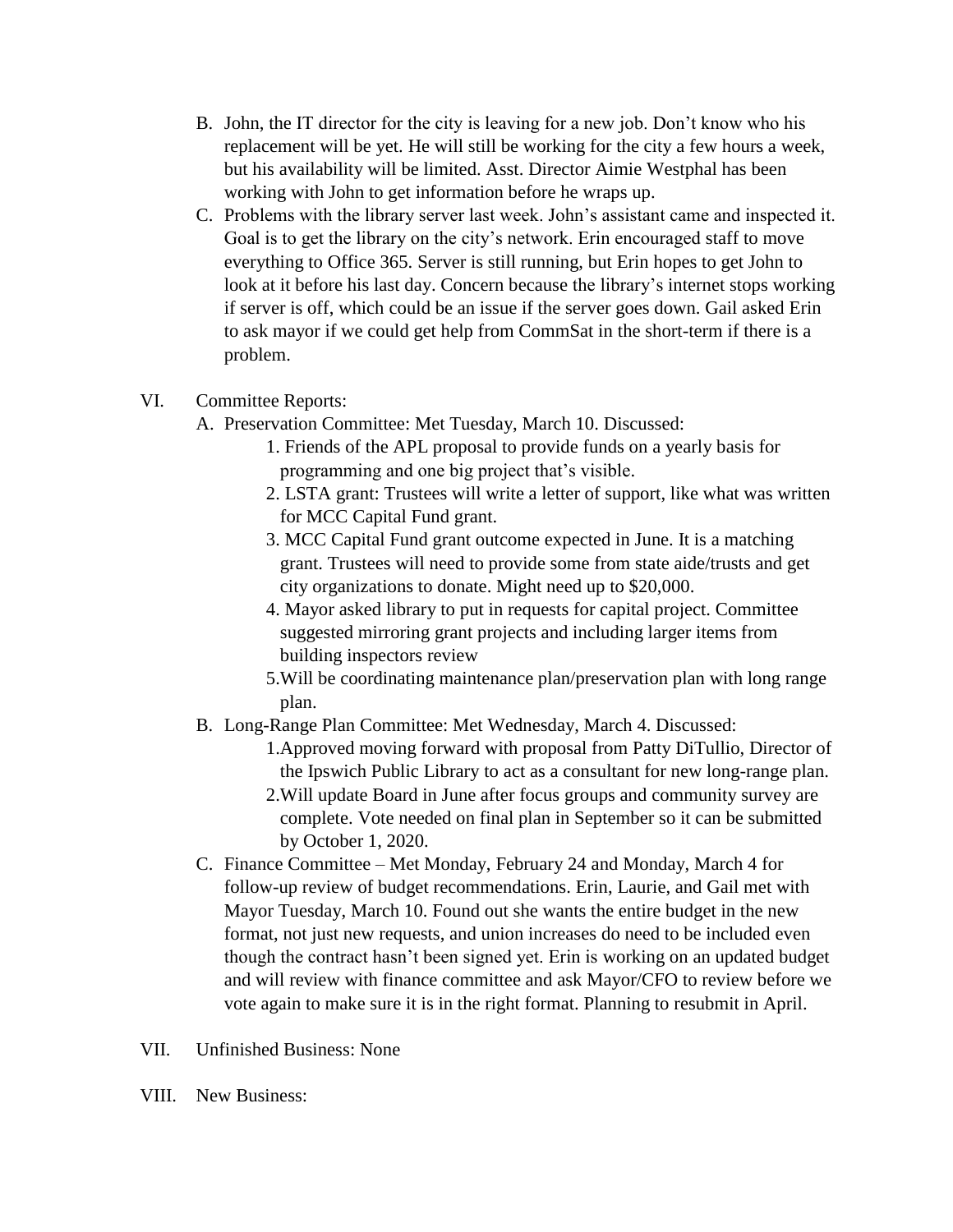B. John, the IT director for the city is leaving for a new job. Don't know who his replacement will be yet. He will still be working for the city a few hours a week, but his availability will be limited. Asst. Director Aimie Westphal has been working with John to get information before he wraps up.

C. Problems with the library server last week. John's assistant came and inspected it. Goal is to get the library on the city's network. Erin encouraged staff to move everything to Office 365. Server is still running, but Erin hopes to get John to look at it before his last day. Concern because the library's internet stops working if server is off, which could be an issue if the server goes down. Gail asked Erin to ask mayor if we could get help from CommSat in the short-term if there is a problem.

VI. Committee Reports:

A. Preservation Committee: Met Tuesday, March 10. Discussed:

1. Friends of the APL proposal to provide funds on a yearly basis for programming and one big project that's visible.
2. LSTA grant: Trustees will write a letter of support, like what was written for MCC Capital Fund grant.
3. MCC Capital Fund grant outcome expected in June. It is a matching grant. Trustees will need to provide some from state aide/trusts and get city organizations to donate. Might need up to $20,000.
4. Mayor asked library to put in requests for capital project. Committee suggested mirroring grant projects and including larger items from building inspectors review
5. Will be coordinating maintenance plan/preservation plan with long range plan.

B. Long-Range Plan Committee: Met Wednesday, March 4. Discussed:

1. Approved moving forward with proposal from Patty DiTullio, Director of the Ipswich Public Library to act as a consultant for new long-range plan.
2. Will update Board in June after focus groups and community survey are complete. Vote needed on final plan in September so it can be submitted by October 1, 2020.

C. Finance Committee – Met Monday, February 24 and Monday, March 4 for follow-up review of budget recommendations. Erin, Laurie, and Gail met with Mayor Tuesday, March 10. Found out she wants the entire budget in the new format, not just new requests, and union increases do need to be included even though the contract hasn't been signed yet. Erin is working on an updated budget and will review with finance committee and ask Mayor/CFO to review before we vote again to make sure it is in the right format. Planning to resubmit in April.

VII. Unfinished Business: None

VIII. New Business: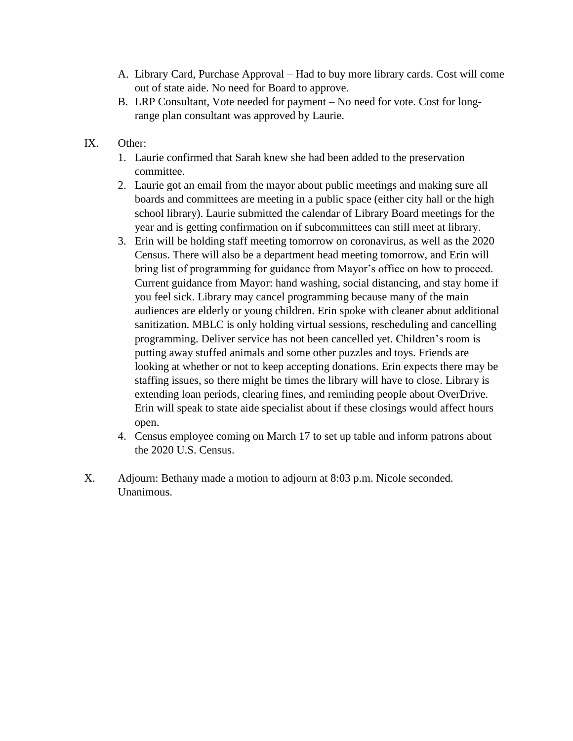A. Library Card, Purchase Approval – Had to buy more library cards. Cost will come out of state aide. No need for Board to approve.
B. LRP Consultant, Vote needed for payment – No need for vote. Cost for long-range plan consultant was approved by Laurie.

IX. Other:

1. Laurie confirmed that Sarah knew she had been added to the preservation committee.
2. Laurie got an email from the mayor about public meetings and making sure all boards and committees are meeting in a public space (either city hall or the high school library). Laurie submitted the calendar of Library Board meetings for the year and is getting confirmation on if subcommittees can still meet at library.
3. Erin will be holding staff meeting tomorrow on coronavirus, as well as the 2020 Census. There will also be a department head meeting tomorrow, and Erin will bring list of programming for guidance from Mayor's office on how to proceed. Current guidance from Mayor: hand washing, social distancing, and stay home if you feel sick. Library may cancel programming because many of the main audiences are elderly or young children. Erin spoke with cleaner about additional sanitization. MBLC is only holding virtual sessions, rescheduling and cancelling programming. Deliver service has not been cancelled yet. Children's room is putting away stuffed animals and some other puzzles and toys. Friends are looking at whether or not to keep accepting donations. Erin expects there may be staffing issues, so there might be times the library will have to close. Library is extending loan periods, clearing fines, and reminding people about OverDrive. Erin will speak to state aide specialist about if these closings would affect hours open.
4. Census employee coming on March 17 to set up table and inform patrons about the 2020 U.S. Census.

X. Adjourn: Bethany made a motion to adjourn at 8:03 p.m. Nicole seconded. Unanimous.